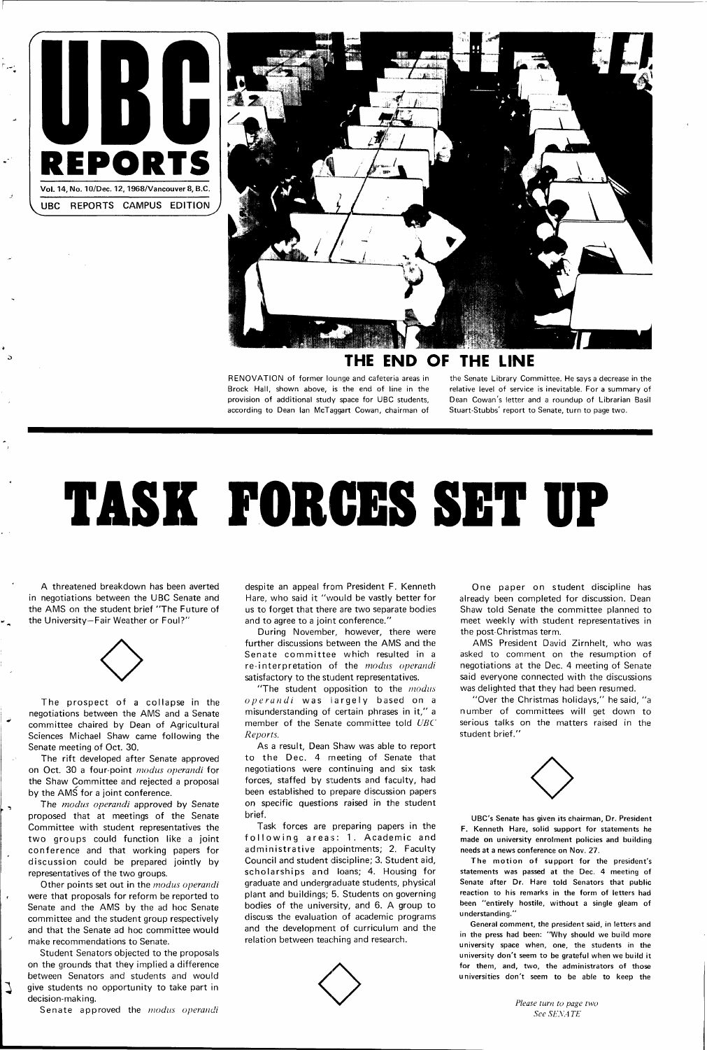# UBC REPORTS

Vol. 14, No. 10/Dec. 12, 1968/Vancouver 8, B.C.

UBC REPORTS CAMPUS EDITION

## THE END OF THE LINE

RENOVATION of former lounge and cafeteria areas in Brock Hall, shown above, is the end of line in the provision of additional study space for UBC students, according to Dean Ian McTaggart Cowan, chairman of the Senate Library Committee. He says a decrease in the relative level of service is inevitable. For a summary of Dean Cowan's letter and a roundup of Librarian Basil Stuart-Stubbs' report to Senate, turn to page two.

# TASK FORCES SET UP

A threatened breakdown has been averted in negotiations between the UBC Senate and the AMS on the student brief "The Future of the University—Fair Weather or Foul?"

◇

The prospect of a collapse in the negotiations between the AMS and a Senate committee chaired by Dean of Agricultural Sciences Michael Shaw came following the Senate meeting of Oct. 30.

The rift developed after Senate approved on Oct. 30 a four-point *modus operandi* for the Shaw Committee and rejected a proposal by the AMS for a joint conference.

The *modus operandi* approved by Senate proposed that at meetings of the Senate Committee with student representatives the two groups could function like a joint conference and that working papers for discussion could be prepared jointly by representatives of the two groups.

Other points set out in the *modus operandi* were that proposals for reform be reported to Senate and the AMS by the ad hoc Senate committee and the student group respectively and that the Senate ad hoc committee would make recommendations to Senate.

Student Senators objected to the proposals on the grounds that they implied a difference between Senators and students and would give students no opportunity to take part in decision-making.

Senate approved the *modus operandi* despite an appeal from President F. Kenneth Hare, who said it "would be vastly better for us to forget that there are two separate bodies and to agree to a joint conference."

During November, however, there were further discussions between the AMS and the Senate committee which resulted in a re-interpretation of the *modus operandi* satisfactory to the student representatives.

"The student opposition to the *modus operandi* was largely based on a misunderstanding of certain phrases in it," a member of the Senate committee told *UBC Reports*.

As a result, Dean Shaw was able to report to the Dec. 4 meeting of Senate that negotiations were continuing and six task forces, staffed by students and faculty, had been established to prepare discussion papers on specific questions raised in the student brief.

Task forces are preparing papers in the following areas: 1. Academic and administrative appointments; 2. Faculty Council and student discipline; 3. Student aid, scholarships and loans; 4. Housing for graduate and undergraduate students, physical plant and buildings; 5. Students on governing bodies of the university, and 6. A group to discuss the evaluation of academic programs and the development of curriculum and the relation between teaching and research.

◇

One paper on student discipline has already been completed for discussion. Dean Shaw told Senate the committee planned to meet weekly with student representatives in the post-Christmas term.

AMS President David Zirnhelt, who was asked to comment on the resumption of negotiations at the Dec. 4 meeting of Senate said everyone connected with the discussions was delighted that they had been resumed.

"Over the Christmas holidays," he said, "a number of committees will get down to serious talks on the matters raised in the student brief."

◇

**UBC's Senate has given its chairman, Dr. President F. Kenneth Hare, solid support for statements he made on university enrolment policies and building needs at a news conference on Nov. 27.**

**The motion of support for the president's statements was passed at the Dec. 4 meeting of Senate after Dr. Hare told Senators that public reaction to his remarks in the form of letters had been "entirely hostile, without a single gleam of understanding."**

**General comment, the president said, in letters and in the press had been: "Why should we build more university space when, one, the students in the university don't seem to be grateful when we build it for them, and, two, the administrators of those universities don't seem to be able to keep the**

*Please turn to page two*
*See SENATE*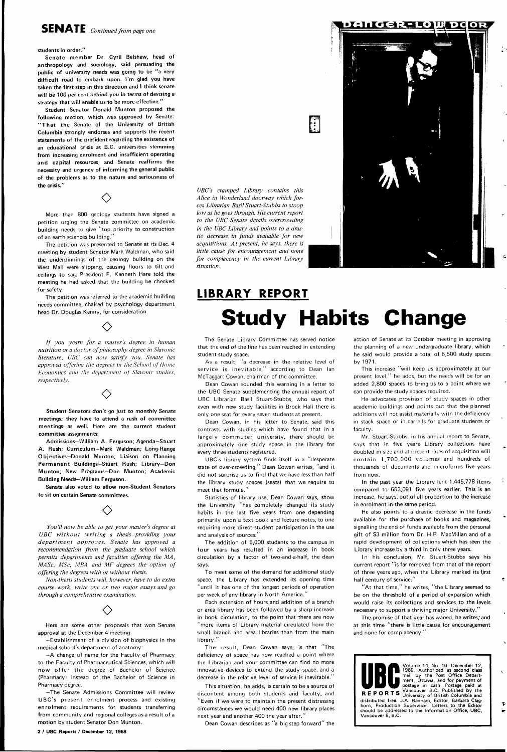# SENATE *Continued from page one*

students in order."

Senate member Dr. Cyril Belshaw, head of anthropology and sociology, said persuading the public of university needs was going to be "a very difficult road to embark upon. I'm glad you have taken the first step in this direction and I think senate will be 100 per cent behind you in terms of devising a strategy that will enable us to be more effective."

Student Senator Donald Munton proposed the following motion, which was approved by Senate: "That the Senate of the University of British Columbia strongly endorses and supports the recent statements of the president regarding the existence of an educational crisis at B.C. universities stemming from increasing enrolment and insufficient operating and capital resources, and Senate reaffirms the necessity and urgency of informing the general public of the problems as to the nature and seriousness of the crisis."

◇

More than 800 geology students have signed a petition urging the Senate committee on academic building needs to give "top priority to construction of an earth sciences building."

The petition was presented to Senate at its Dec. 4 meeting by student Senator Mark Waldman, who said the underpinnings of the geology building on the West Mall were slipping, causing floors to tilt and ceilings to sag. President F. Kenneth Hare told the meeting he had asked that the building be checked for safety.

The petition was referred to the academic building needs committee, chaired by psychology department head Dr. Douglas Kenny, for consideration.

◇

*If you yearn for a master's degree in human nutrition or a doctor of philosophy degree in Slavonic literature, UBC can now satisfy you. Senate has approved offering the degrees in the School of Home Economics and the department of Slavonic studies, respectively.*

◇

Student Senators don't go just to monthly Senate meetings; they have to attend a rush of committee meetings as well. Here are the current student committee assignments:

Admissions—William A. Ferguson; Agenda—Stuart A. Rush; Curriculum—Mark Waldman; Long-Range Objectives—Donald Munton; Liaison on Planning Permanent Buildings—Stuart Rush; Library—Don Munton; New Programs—Don Munton; Academic Building Needs—William Ferguson.

Senate also voted to allow non-Student Senators to sit on certain Senate committees.

◇

*You'll now be able to get your master's degree at UBC without writing a thesis—providing your department approves. Senate has approved a recommendation from the graduate school which permits departments and faculties offering the MA, MASc, MSc, MBA and MF degrees the option of offering the degrees with or without thesis.*

*Non-thesis students will, however, have to do extra course work, write one or two major essays and go through a comprehensive examination.*

◇

Here are some other proposals that won Senate approval at the December 4 meeting:

—Establishment of a division of biophysics in the medical school's department of anatomy.

—A change of name for the Faculty of Pharmacy to the Faculty of Pharmaceutical Sciences, which will now offer the degree of Bachelor of Science (Pharmacy) instead of the Bachelor of Science in Pharmacy degree.

—The Senate Admissions Committee will review UBC's present enrolment process and existing enrolment requirements for students transferring from community and regional colleges as a result of a motion by student Senator Don Munton.

*UBC's cramped Library contains this Alice in Wonderland doorway which forces Librarian Basil Stuart-Stubbs to stoop low as he goes through. His current report to the UBC Senate details overcrowding in the UBC Library and points to a drastic decrease in funds available for new acquisitions. At present, he says, there is little cause for encouragement and none for complacency in the current Library situation.*

## LIBRARY REPORT

# Study Habits Change

The Senate Library Committee has served notice that the end of the line has been reached in extending student study space.

As a result, "a decrease in the relative level of service is inevitable," according to Dean Ian McTaggart Cowan, chairman of the committee.

Dean Cowan sounded this warning in a letter to the UBC Senate supplementing the annual report of UBC Librarian Basil Stuart-Stubbs, who says that even with new study facilities in Brock Hall there is only one seat for every seven students at present.

Dean Cowan, in his letter to Senate, said this contrasts with studies which have found that in a largely commuter university, there should be approximately one study space in the library for every three students registered.

UBC's library system finds itself in a "desperate state of over-crowding," Dean Cowan writes, "and it did not surprise us to find that we have less than half the library study spaces (seats) that we require to meet that formula."

Statistics of library use, Dean Cowan says, show the University "has completely changed its study habits in the last five years from one depending primarily upon a text book and lecture notes, to one requiring more direct student participation in the use and analysis of sources."

The addition of 5,000 students to the campus in four years has resulted in an increase in book circulation by a factor of two-and-a-half, the dean says.

To meet some of the demand for additional study space, the Library has extended its opening time "until it has one of the longest periods of operation per week of any library in North America."

Each extension of hours and addition of a branch or area library has been followed by a sharp increase in book circulation, to the point that there are now "more items of Library material circulated from the small branch and area libraries than from the main library."

The result, Dean Cowan says, is that "The deficiency of space has now reached a point where the Librarian and your committee can find no more innovative devices to extend the study space, and a decrease in the relative level of service is inevitable."

This situation, he adds, is certain to be a source of discontent among both students and faculty, and "Even if we were to maintain the present distressing circumstances we would need 400 new library places next year and another 400 the year after."

Dean Cowan describes as "a big step forward" the action of Senate at its October meeting in approving the planning of a new undergraduate library, which he said would provide a total of 6,500 study spaces by 1971.

This increase "will keep us approximately at our present level," he adds, but the needs will be for an added 2,800 spaces to bring us to a point where we can provide the study spaces required.

He advocates provision of study spaces in other academic buildings and points out that the planned additions will not assist materially with the deficiency in stack space or in carrels for graduate students or faculty.

Mr. Stuart-Stubbs, in his annual report to Senate, says that in five years Library collections have doubled in size and at present rates of acquisition will contain 1,700,000 volumes and hundreds of thousands of documents and microforms five years from now.

In the past year the Library lent 1,445,778 items compared to 653,091 five years earlier. This is an increase, he says, out of all proportion to the increase in enrolment in the same period.

He also points to a drastic decrease in the funds available for the purchase of books and magazines, signalling the end of funds available from the personal gift of $3 million from Dr. H.R. MacMillan and of a rapid development of collections which has seen the Library increase by a third in only three years.

In his conclusion, Mr. Stuart-Stubbs says his current report "is far removed from that of the report of three years ago, when the Library marked its first half century of service."

"At that time," he writes, "the Library seemed to be on the threshold of a period of expansion which would raise its collections and services to the levels necessary to support a thriving major University."

The promise of that year has waned, he writes, and at this time "there is little cause for encouragement and none for complacency."

**UBC REPORTS** Volume 14, No. 10—December 12, 1968. Authorized as second class mail by the Post Office Department, Ottawa, and for payment of postage in cash. Postage paid at Vancouver B.C. Published by the University of British Columbia and distributed free. J.A. Banham, Editor; Barbara Claghorn, Production Supervisor. Letters to the Editor should be addressed to the Information Office, UBC, Vancouver 8, B.C.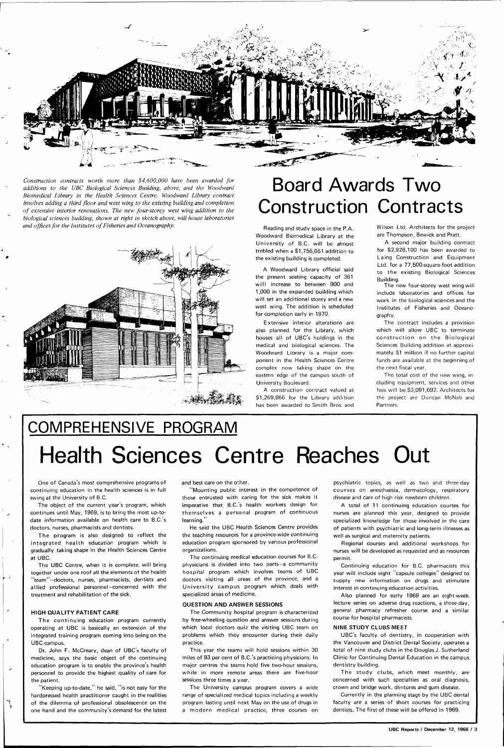*Construction contracts worth more than $4,600,000 have been awarded for additions to the UBC Biological Sciences Building, above, and the Woodward Biomedical Library in the Health Sciences Centre. Woodward Library contract involves adding a third floor and west wing to the existing building and completion of extensive interior renovations. The new four-storey west wing addition to the biological sciences building, shown at right in sketch above, will house laboratories and offices for the Institutes of Fisheries and Oceanography.*

# Board Awards Two Construction Contracts

Reading and study space in the P.A. Woodward Biomedical Library at the University of B.C. will be almost trebled when a $1,756,651 addition to the existing building is completed.

A Woodward Library official said the present seating capacity of 361 will increase to between 900 and 1,000 in the expanded building which will set an additional storey and a new west wing. The addition is scheduled for completion early in 1970.

Extensive interior alterations are also planned for the Library, which houses all of UBC's holdings in the medical and biological sciences. The Woodward Library is a major component in the Health Sciences Centre complex now taking shape on the eastern edge of the campus south of University Boulevard.

A construction contract valued at $1,269,866 for the Library addition has been awarded to Smith Bros. and Wilson Ltd. Architects for the project are Thompson, Bewick and Pratt.

A second major building contract for $2,928,100 has been awarded to Laing Construction and Equipment Ltd. for a 77,500-square-foot addition to the existing Biological Sciences Building.

The new four-storey west wing will include laboratories and offices for work in the biological sciences and the Institutes of Fisheries and Oceanography.

The contract includes a provision which will allow UBC to terminate construction on the Biological Sciences Building addition at approximately $1 million if no further capital funds are available at the beginning of the next fiscal year.

The total cost of the new wing, including equipment, services and other fees will be $3,091,692. Architects for the project are Duncan McNab and Partners.

## COMPREHENSIVE PROGRAM

# Health Sciences Centre Reaches Out

One of Canada's most comprehensive programs of continuing education in the health sciences is in full swing at the University of B.C.

The object of the current year's program, which continues until May, 1969, is to bring the most up-to-date information available on health care to B.C.'s doctors, nurses, pharmacists and dentists.

The program is also designed to reflect the integrated health education program which is gradually taking shape in the Health Sciences Centre at UBC.

The UBC Centre, when it is complete, will bring together under one roof all the elements of the health "team"—doctors, nurses, pharmacists, dentists and allied professional personnel—concerned with the treatment and rehabilitation of the sick.

### HIGH QUALITY PATIENT CARE

The continuing education program currently operating at UBC is basically an extension of the integrated training program coming into being on the UBC campus.

Dr. John F. McCreary, dean of UBC's faculty of medicine, says the basic object of the continuing education program is to enable the province's health personnel to provide the highest quality of care for the patient.

"Keeping up-to-date," he said, "is not easy for the hardpressed health practitioner caught in the realities of the dilemma of professional obsolescence on the one hand and the community's demand for the latest and best care on the other.

"Mounting public interest in the competence of those entrusted with caring for the sick makes it imperative that B.C.'s health workers design for themselves a personal program of continuous learning."

He said the UBC Health Sciences Centre provides the teaching resources for a province-wide continuing education program sponsored by various professional organizations.

The continuing medical education courses for B.C. physicians is divided into two parts—a community hospital program which involves teams of UBC doctors visiting all areas of the province, and a University campus program which deals with specialized areas of medicine.

### QUESTION AND ANSWER SESSIONS

The Community hospital program is characterized by free-wheeling question and answer sessions during which local doctors quiz the visiting UBC team on problems which they encounter during their daily practice.

This year the teams will hold sessions within 30 miles of 93 per cent of B.C.'s practicing physicians. In major centres the teams hold five two-hour sessions, while in more remote areas there are five-hour sessions three times a year.

The University campus program covers a wide range of specialized medical topics including a weekly program lasting until next May on the use of drugs in a modern medical practice, three courses on psychiatric topics, as well as two and three-day courses on anesthaesia, dermatology, respiratory disease and care of high risk newborn children.

A total of 11 continuing education courses for nurses are planned this year, designed to provide specialized knowledge for those involved in the care of patients with psychiatric and long-term illnesses as well as surgical and maternity patients.

Regional courses and additional workshops for nurses will be developed as requested and as resources permit.

Continuing education for B.C. pharmacists this year will include eight "capsule colleges" designed to supply new information on drugs and stimulate interest in continuing education activities.

Also planned for early 1969 are an eight-week lecture series on adverse drug reactions, a three-day, general pharmacy refresher course and a similar course for hospital pharmacists.

### NINE STUDY CLUBS MEET

UBC's faculty of dentistry, in cooperation with the Vancouver and District Dental Society, operates a total of nine study clubs in the Douglas J. Sutherland Clinic for Continuing Dental Education in the campus dentistry building.

The study clubs, which meet monthly, are concerned with such specialties as oral diagnosis, crown and bridge work, dentures and gum disease.

Currently in the planning stage by the UBC dental faculty are a series of short courses for practicing dentists. The first of these will be offered in 1969.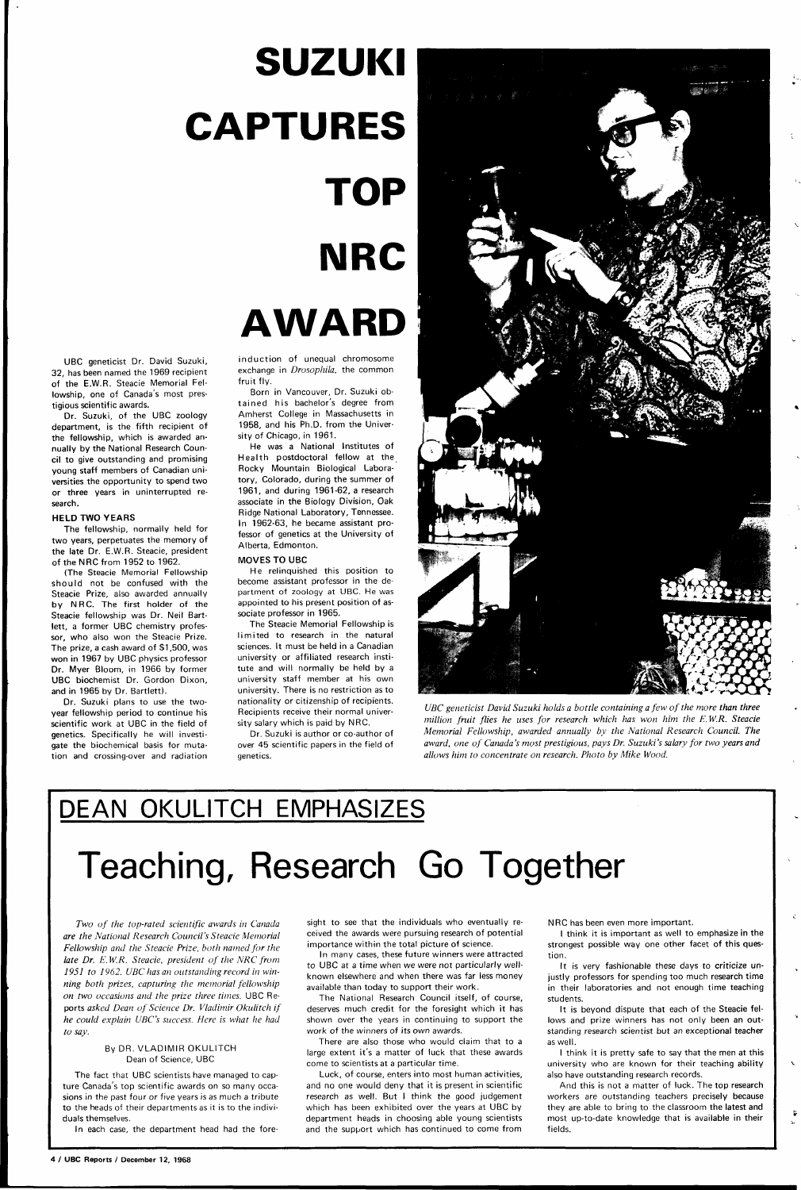# SUZUKI CAPTURES TOP NRC AWARD

UBC geneticist Dr. David Suzuki, 32, has been named the 1969 recipient of the E.W.R. Steacie Memorial Fellowship, one of Canada's most prestigious scientific awards.

Dr. Suzuki, of the UBC zoology department, is the fifth recipient of the fellowship, which is awarded annually by the National Research Council to give outstanding and promising young staff members of Canadian universities the opportunity to spend two or three years in uninterrupted research.

### HELD TWO YEARS

The fellowship, normally held for two years, perpetuates the memory of the late Dr. E.W.R. Steacie, president of the NRC from 1952 to 1962.

(The Steacie Memorial Fellowship should not be confused with the Steacie Prize, also awarded annually by NRC. The first holder of the Steacie fellowship was Dr. Neil Bartlett, a former UBC chemistry professor, who also won the Steacie Prize. The prize, a cash award of $1,500, was won in 1967 by UBC physics professor Dr. Myer Bloom, in 1966 by former UBC biochemist Dr. Gordon Dixon, and in 1965 by Dr. Bartlett).

Dr. Suzuki plans to use the two-year fellowship period to continue his scientific work at UBC in the field of genetics. Specifically he will investigate the biochemical basis for mutation and crossing-over and radiation induction of unequal chromosome exchange in *Drosophila*, the common fruit fly.

Born in Vancouver, Dr. Suzuki obtained his bachelor's degree from Amherst College in Massachusetts in 1958, and his Ph.D. from the University of Chicago, in 1961.

He was a National Institutes of Health postdoctoral fellow at the Rocky Mountain Biological Laboratory, Colorado, during the summer of 1961, and during 1961-62, a research associate in the Biology Division, Oak Ridge National Laboratory, Tennessee. In 1962-63, he became assistant professor of genetics at the University of Alberta, Edmonton.

### MOVES TO UBC

He relinquished this position to become assistant professor in the department of zoology at UBC. He was appointed to his present position of associate professor in 1965.

The Steacie Memorial Fellowship is limited to research in the natural sciences. It must be held in a Canadian university or affiliated research institute and will normally be held by a university staff member at his own university. There is no restriction as to nationality or citizenship of recipients. Recipients receive their normal university salary which is paid by NRC.

Dr. Suzuki is author or co-author of over 45 scientific papers in the field of genetics.

*UBC geneticist David Suzuki holds a bottle containing a few of the more than three million fruit flies he uses for research which has won him the E.W.R. Steacie Memorial Fellowship, awarded annually by the National Research Council. The award, one of Canada's most prestigious, pays Dr. Suzuki's salary for two years and allows him to concentrate on research. Photo by Mike Wood.*

## DEAN OKULITCH EMPHASIZES

# Teaching, Research Go Together

*Two of the top-rated scientific awards in Canada are the National Research Council's Steacie Memorial Fellowship and the Steacie Prize, both named for the late Dr. E.W.R. Steacie, president of the NRC from 1951 to 1962. UBC has an outstanding record in winning both prizes, capturing the memorial fellowship on two occasions and the prize three times.* UBC Reports *asked Dean of Science Dr. Vladimir Okulitch if he could explain UBC's success. Here is what he had to say.*

By DR. VLADIMIR OKULITCH
Dean of Science, UBC

The fact that UBC scientists have managed to capture Canada's top scientific awards on so many occasions in the past four or five years is as much a tribute to the heads of their departments as it is to the individuals themselves.

In each case, the department head had the foresight to see that the individuals who eventually received the awards were pursuing research of potential importance within the total picture of science.

In many cases, these future winners were attracted to UBC at a time when we were not particularly well-known elsewhere and when there was far less money available than today to support their work.

The National Research Council itself, of course, deserves much credit for the foresight which it has shown over the years in continuing to support the work of the winners of its own awards.

There are also those who would claim that to a large extent it's a matter of luck that these awards come to scientists at a particular time.

Luck, of course, enters into most human activities, and no one would deny that it is present in scientific research as well. But I think the good judgement which has been exhibited over the years at UBC by department heads in choosing able young scientists and the support which has continued to come from NRC has been even more important.

I think it is important as well to emphasize in the strongest possible way one other facet of this question.

It is very fashionable these days to criticize unjustly professors for spending too much research time in their laboratories and not enough time teaching students.

It is beyond dispute that each of the Steacie fellows and prize winners has not only been an outstanding research scientist but an exceptional teacher as well.

I think it is pretty safe to say that the men at this university who are known for their teaching ability also have outstanding research records.

And this is not a matter of luck. The top research workers are outstanding teachers precisely because they are able to bring to the classroom the latest and most up-to-date knowledge that is available in their fields.